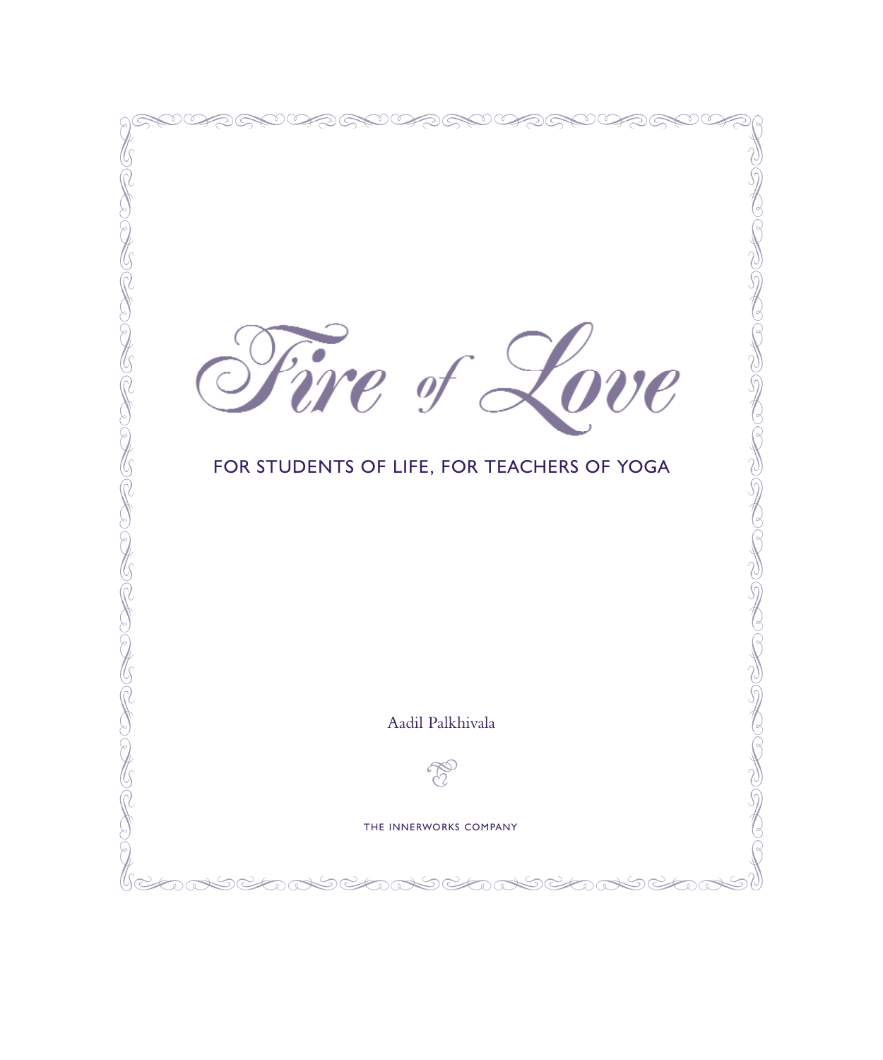# Fire of Love

## FOR STUDENTS OF LIFE, FOR TEACHERS OF YOGA

Aadil Palkhivala

THE INNERWORKS COMPANY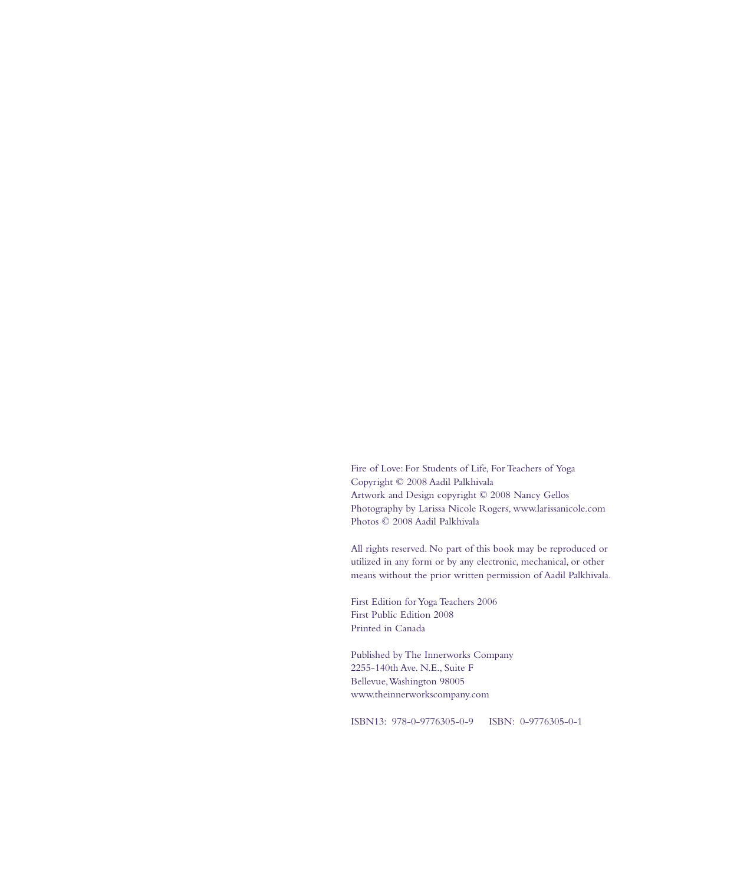Fire of Love: For Students of Life, For Teachers of Yoga
Copyright © 2008 Aadil Palkhivala
Artwork and Design copyright © 2008 Nancy Gellos
Photography by Larissa Nicole Rogers, www.larissanicole.com
Photos © 2008 Aadil Palkhivala

All rights reserved. No part of this book may be reproduced or utilized in any form or by any electronic, mechanical, or other means without the prior written permission of Aadil Palkhivala.

First Edition for Yoga Teachers 2006
First Public Edition 2008
Printed in Canada

Published by The Innerworks Company
2255-140th Ave. N.E., Suite F
Bellevue, Washington 98005
www.theinnerworkscompany.com

ISBN13: 978-0-9776305-0-9 ISBN: 0-9776305-0-1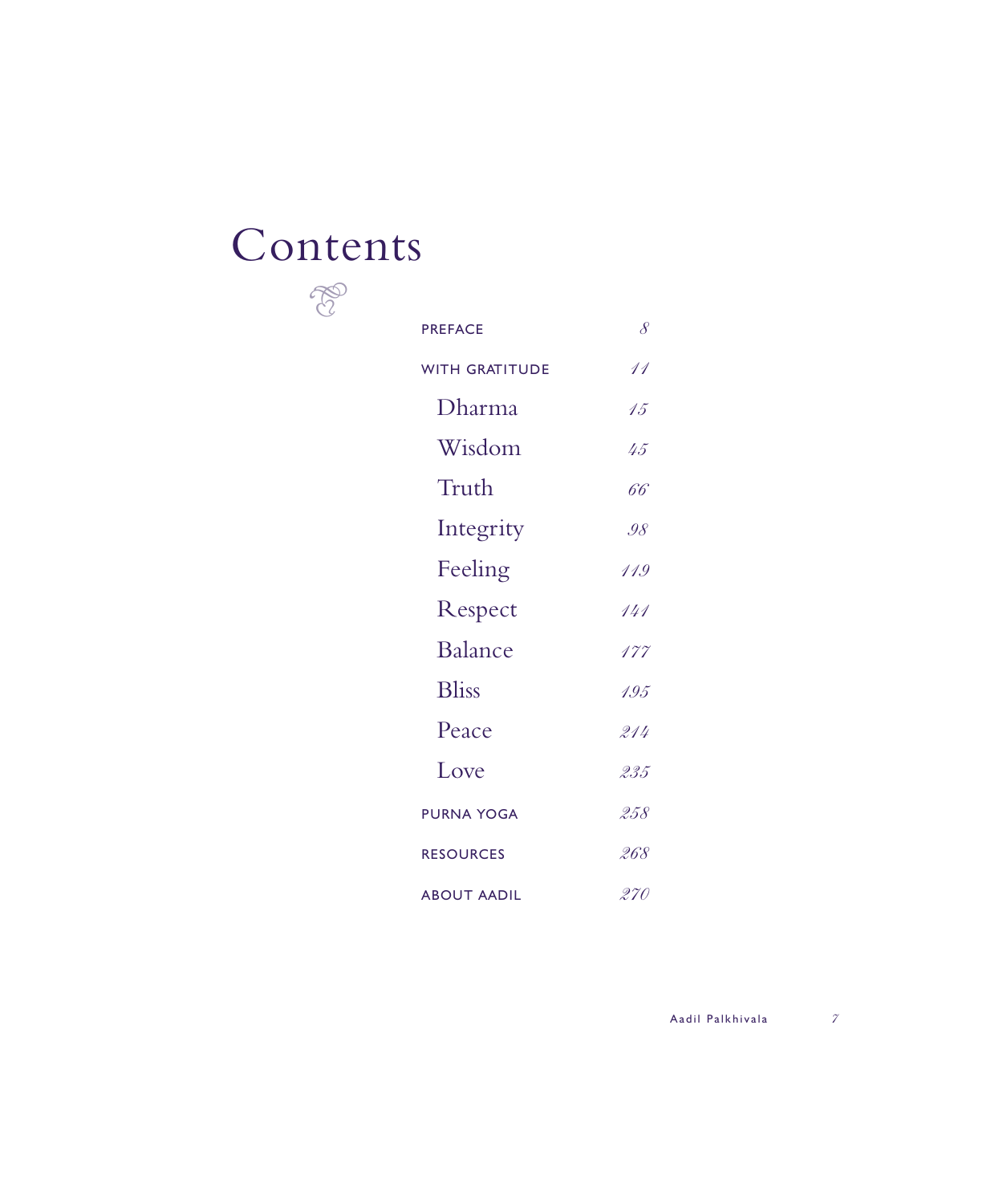# Contents

| | |
|---|---|
| PREFACE | *8* |
| WITH GRATITUDE | *11* |
| Dharma | *15* |
| Wisdom | *45* |
| Truth | *66* |
| Integrity | *98* |
| Feeling | *119* |
| Respect | *141* |
| Balance | *177* |
| Bliss | *195* |
| Peace | *214* |
| Love | *235* |
| PURNA YOGA | *258* |
| RESOURCES | *268* |
| ABOUT AADIL | *270* |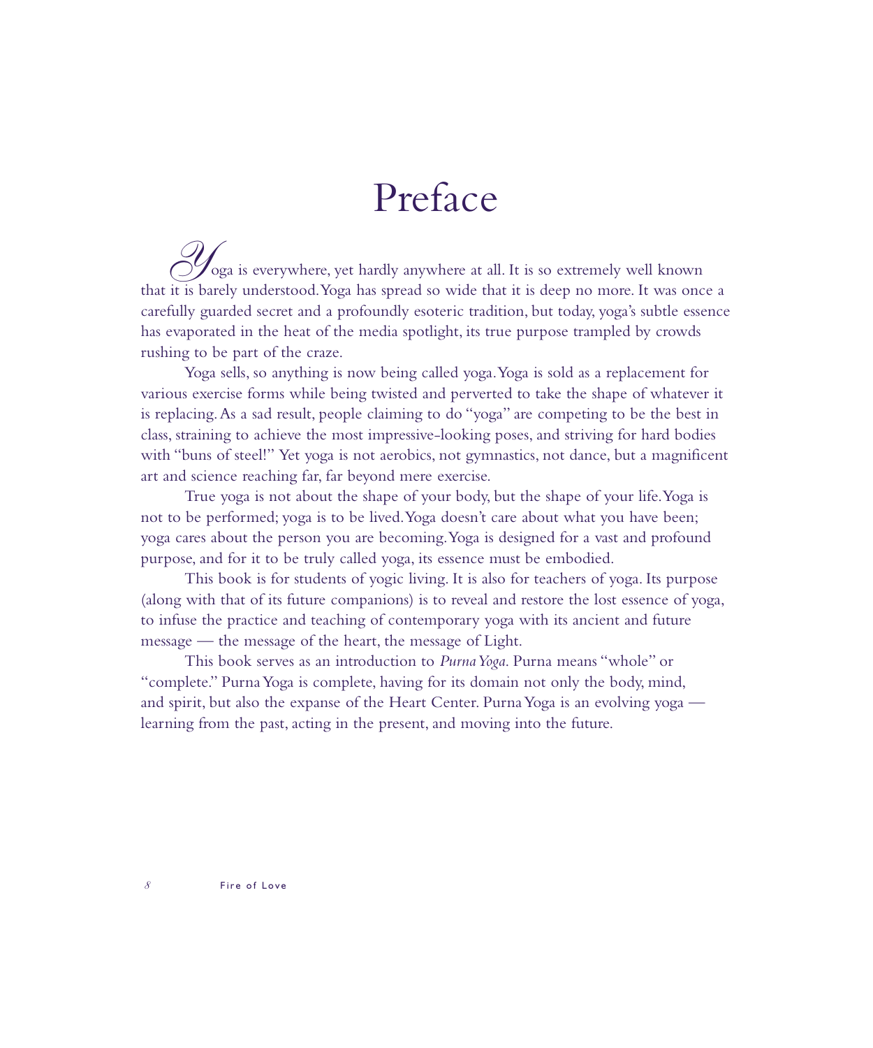# Preface

Yoga is everywhere, yet hardly anywhere at all. It is so extremely well known that it is barely understood. Yoga has spread so wide that it is deep no more. It was once a carefully guarded secret and a profoundly esoteric tradition, but today, yoga's subtle essence has evaporated in the heat of the media spotlight, its true purpose trampled by crowds rushing to be part of the craze.

Yoga sells, so anything is now being called yoga. Yoga is sold as a replacement for various exercise forms while being twisted and perverted to take the shape of whatever it is replacing. As a sad result, people claiming to do "yoga" are competing to be the best in class, straining to achieve the most impressive-looking poses, and striving for hard bodies with "buns of steel!" Yet yoga is not aerobics, not gymnastics, not dance, but a magnificent art and science reaching far, far beyond mere exercise.

True yoga is not about the shape of your body, but the shape of your life. Yoga is not to be performed; yoga is to be lived. Yoga doesn't care about what you have been; yoga cares about the person you are becoming. Yoga is designed for a vast and profound purpose, and for it to be truly called yoga, its essence must be embodied.

This book is for students of yogic living. It is also for teachers of yoga. Its purpose (along with that of its future companions) is to reveal and restore the lost essence of yoga, to infuse the practice and teaching of contemporary yoga with its ancient and future message — the message of the heart, the message of Light.

This book serves as an introduction to *Purna Yoga*. Purna means "whole" or "complete." Purna Yoga is complete, having for its domain not only the body, mind, and spirit, but also the expanse of the Heart Center. Purna Yoga is an evolving yoga — learning from the past, acting in the present, and moving into the future.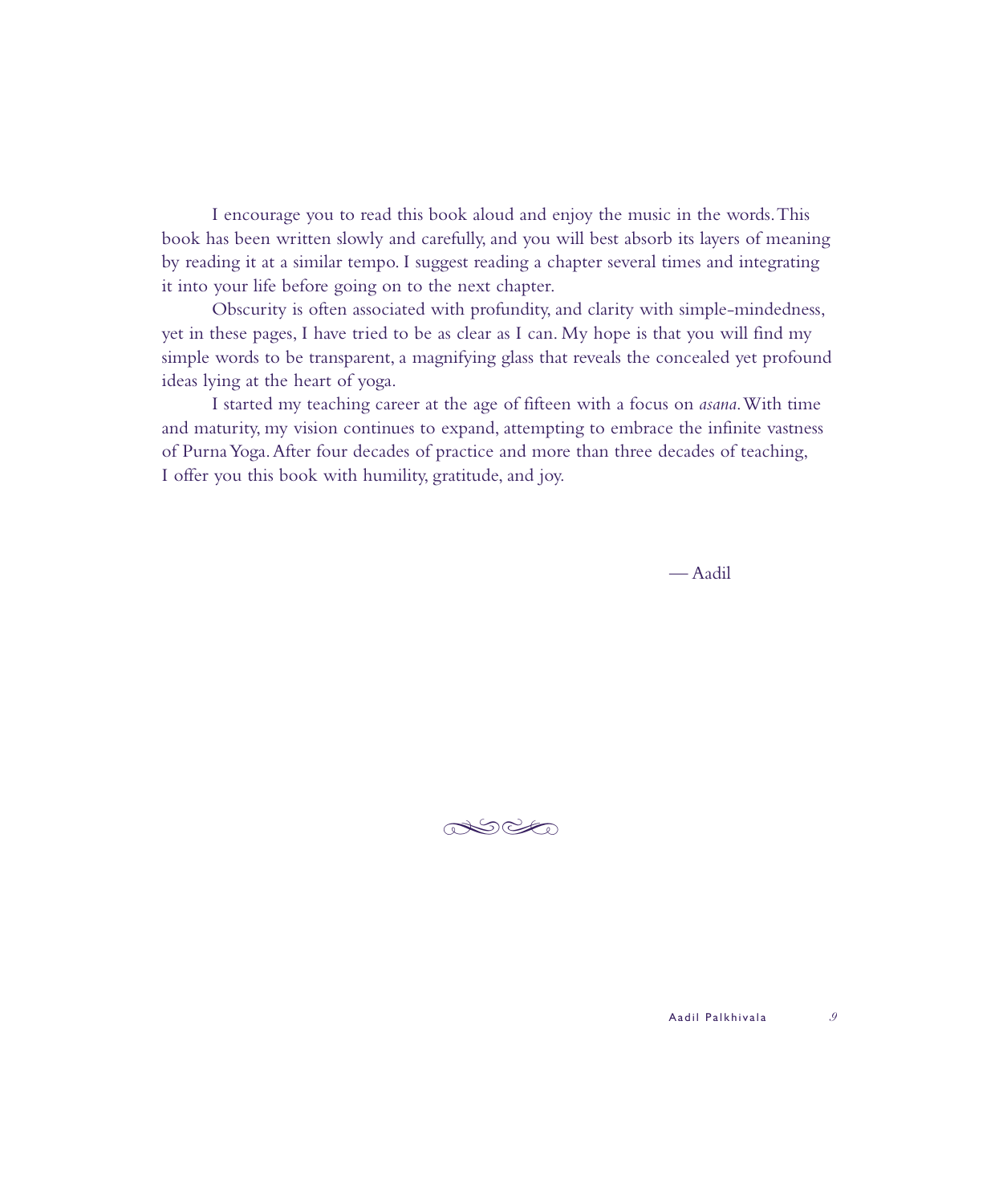I encourage you to read this book aloud and enjoy the music in the words. This book has been written slowly and carefully, and you will best absorb its layers of meaning by reading it at a similar tempo. I suggest reading a chapter several times and integrating it into your life before going on to the next chapter.

Obscurity is often associated with profundity, and clarity with simple-mindedness, yet in these pages, I have tried to be as clear as I can. My hope is that you will find my simple words to be transparent, a magnifying glass that reveals the concealed yet profound ideas lying at the heart of yoga.

I started my teaching career at the age of fifteen with a focus on *asana*. With time and maturity, my vision continues to expand, attempting to embrace the infinite vastness of Purna Yoga. After four decades of practice and more than three decades of teaching, I offer you this book with humility, gratitude, and joy.

— Aadil